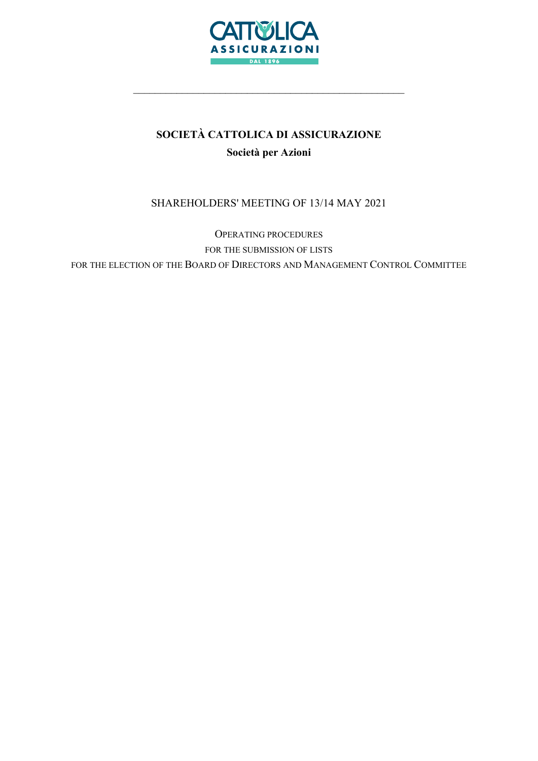# SOCIETÀ CATTOLICA DI ASSICURAZIONE

## Società per Azioni

SHAREHOLDERS' MEETING OF 13/14 MAY 2021

OPERATING PROCEDURES

FOR THE SUBMISSION OF LISTS

FOR THE ELECTION OF THE BOARD OF DIRECTORS AND MANAGEMENT CONTROL COMMITTEE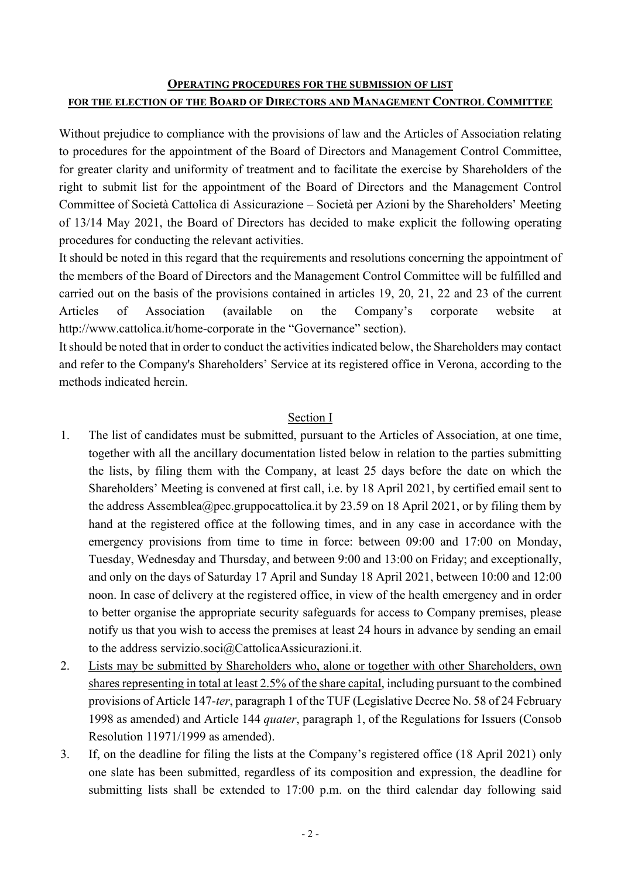## Operating procedures for the submission of list for the election of the Board of Directors and Management Control Committee

Without prejudice to compliance with the provisions of law and the Articles of Association relating to procedures for the appointment of the Board of Directors and Management Control Committee, for greater clarity and uniformity of treatment and to facilitate the exercise by Shareholders of the right to submit list for the appointment of the Board of Directors and the Management Control Committee of Società Cattolica di Assicurazione – Società per Azioni by the Shareholders' Meeting of 13/14 May 2021, the Board of Directors has decided to make explicit the following operating procedures for conducting the relevant activities.

It should be noted in this regard that the requirements and resolutions concerning the appointment of the members of the Board of Directors and the Management Control Committee will be fulfilled and carried out on the basis of the provisions contained in articles 19, 20, 21, 22 and 23 of the current Articles of Association (available on the Company's corporate website at http://www.cattolica.it/home-corporate in the "Governance" section).

It should be noted that in order to conduct the activities indicated below, the Shareholders may contact and refer to the Company's Shareholders' Service at its registered office in Verona, according to the methods indicated herein.

### Section I

1. The list of candidates must be submitted, pursuant to the Articles of Association, at one time, together with all the ancillary documentation listed below in relation to the parties submitting the lists, by filing them with the Company, at least 25 days before the date on which the Shareholders' Meeting is convened at first call, i.e. by 18 April 2021, by certified email sent to the address Assemblea@pec.gruppocattolica.it by 23.59 on 18 April 2021, or by filing them by hand at the registered office at the following times, and in any case in accordance with the emergency provisions from time to time in force: between 09:00 and 17:00 on Monday, Tuesday, Wednesday and Thursday, and between 9:00 and 13:00 on Friday; and exceptionally, and only on the days of Saturday 17 April and Sunday 18 April 2021, between 10:00 and 12:00 noon. In case of delivery at the registered office, in view of the health emergency and in order to better organise the appropriate security safeguards for access to Company premises, please notify us that you wish to access the premises at least 24 hours in advance by sending an email to the address servizio.soci@CattolicaAssicurazioni.it.
2. <u>Lists may be submitted by Shareholders who, alone or together with other Shareholders, own shares representing in total at least 2.5% of the share capital</u>, including pursuant to the combined provisions of Article 147-*ter*, paragraph 1 of the TUF (Legislative Decree No. 58 of 24 February 1998 as amended) and Article 144 *quater*, paragraph 1, of the Regulations for Issuers (Consob Resolution 11971/1999 as amended).
3. If, on the deadline for filing the lists at the Company's registered office (18 April 2021) only one slate has been submitted, regardless of its composition and expression, the deadline for submitting lists shall be extended to 17:00 p.m. on the third calendar day following said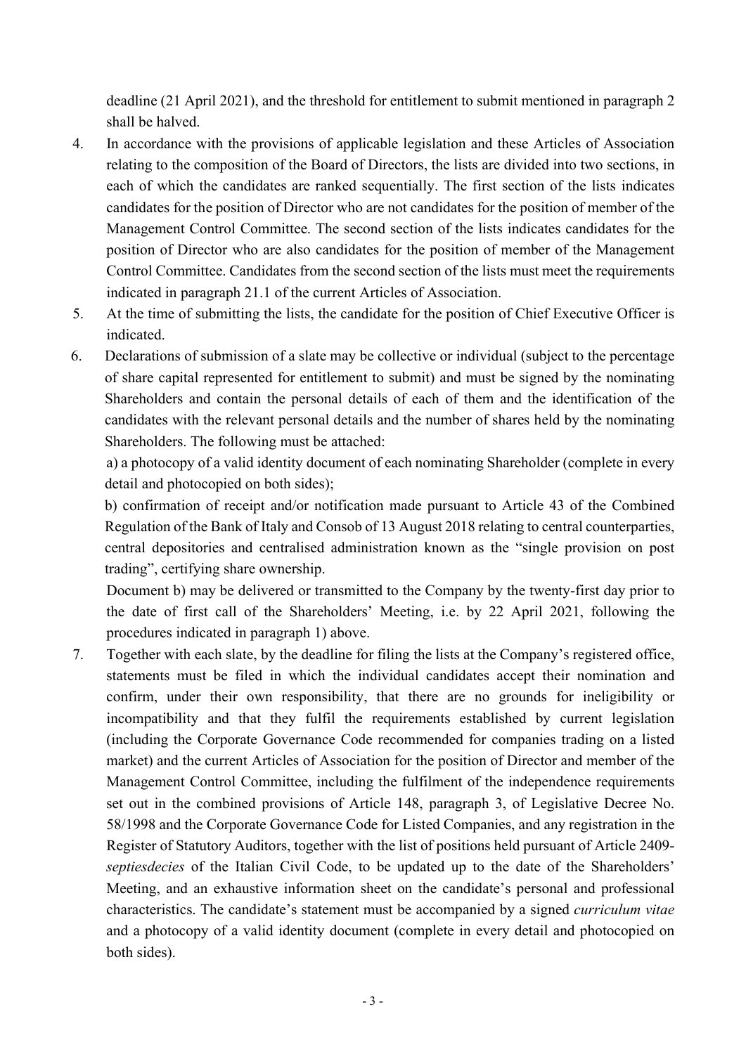deadline (21 April 2021), and the threshold for entitlement to submit mentioned in paragraph 2 shall be halved.

4. In accordance with the provisions of applicable legislation and these Articles of Association relating to the composition of the Board of Directors, the lists are divided into two sections, in each of which the candidates are ranked sequentially. The first section of the lists indicates candidates for the position of Director who are not candidates for the position of member of the Management Control Committee. The second section of the lists indicates candidates for the position of Director who are also candidates for the position of member of the Management Control Committee. Candidates from the second section of the lists must meet the requirements indicated in paragraph 21.1 of the current Articles of Association.
5. At the time of submitting the lists, the candidate for the position of Chief Executive Officer is indicated.
6. Declarations of submission of a slate may be collective or individual (subject to the percentage of share capital represented for entitlement to submit) and must be signed by the nominating Shareholders and contain the personal details of each of them and the identification of the candidates with the relevant personal details and the number of shares held by the nominating Shareholders. The following must be attached:

   a) a photocopy of a valid identity document of each nominating Shareholder (complete in every detail and photocopied on both sides);

   b) confirmation of receipt and/or notification made pursuant to Article 43 of the Combined Regulation of the Bank of Italy and Consob of 13 August 2018 relating to central counterparties, central depositories and centralised administration known as the "single provision on post trading", certifying share ownership.

   Document b) may be delivered or transmitted to the Company by the twenty-first day prior to the date of first call of the Shareholders' Meeting, i.e. by 22 April 2021, following the procedures indicated in paragraph 1) above.
7. Together with each slate, by the deadline for filing the lists at the Company's registered office, statements must be filed in which the individual candidates accept their nomination and confirm, under their own responsibility, that there are no grounds for ineligibility or incompatibility and that they fulfil the requirements established by current legislation (including the Corporate Governance Code recommended for companies trading on a listed market) and the current Articles of Association for the position of Director and member of the Management Control Committee, including the fulfilment of the independence requirements set out in the combined provisions of Article 148, paragraph 3, of Legislative Decree No. 58/1998 and the Corporate Governance Code for Listed Companies, and any registration in the Register of Statutory Auditors, together with the list of positions held pursuant of Article 2409-*septiesdecies* of the Italian Civil Code, to be updated up to the date of the Shareholders' Meeting, and an exhaustive information sheet on the candidate's personal and professional characteristics. The candidate's statement must be accompanied by a signed *curriculum vitae* and a photocopy of a valid identity document (complete in every detail and photocopied on both sides).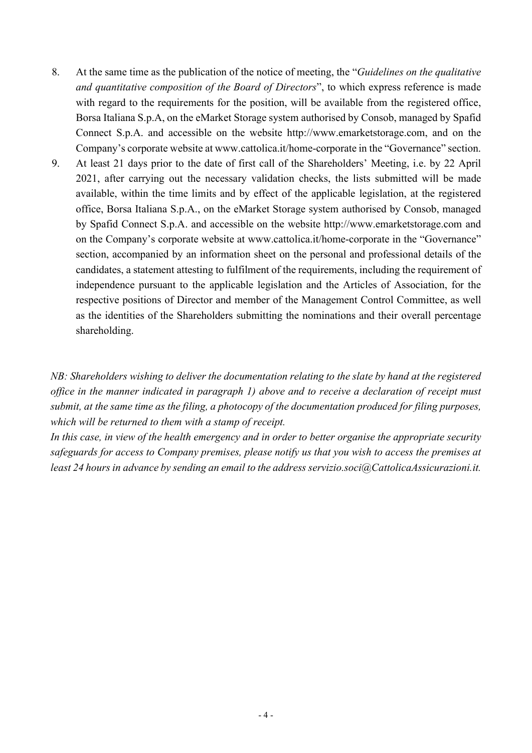8. At the same time as the publication of the notice of meeting, the "*Guidelines on the qualitative and quantitative composition of the Board of Directors*", to which express reference is made with regard to the requirements for the position, will be available from the registered office, Borsa Italiana S.p.A, on the eMarket Storage system authorised by Consob, managed by Spafid Connect S.p.A. and accessible on the website http://www.emarketstorage.com, and on the Company's corporate website at www.cattolica.it/home-corporate in the "Governance" section.
9. At least 21 days prior to the date of first call of the Shareholders' Meeting, i.e. by 22 April 2021, after carrying out the necessary validation checks, the lists submitted will be made available, within the time limits and by effect of the applicable legislation, at the registered office, Borsa Italiana S.p.A., on the eMarket Storage system authorised by Consob, managed by Spafid Connect S.p.A. and accessible on the website http://www.emarketstorage.com and on the Company's corporate website at www.cattolica.it/home-corporate in the "Governance" section, accompanied by an information sheet on the personal and professional details of the candidates, a statement attesting to fulfilment of the requirements, including the requirement of independence pursuant to the applicable legislation and the Articles of Association, for the respective positions of Director and member of the Management Control Committee, as well as the identities of the Shareholders submitting the nominations and their overall percentage shareholding.

*NB: Shareholders wishing to deliver the documentation relating to the slate by hand at the registered office in the manner indicated in paragraph 1) above and to receive a declaration of receipt must submit, at the same time as the filing, a photocopy of the documentation produced for filing purposes, which will be returned to them with a stamp of receipt.*
*In this case, in view of the health emergency and in order to better organise the appropriate security safeguards for access to Company premises, please notify us that you wish to access the premises at least 24 hours in advance by sending an email to the address servizio.soci@CattolicaAssicurazioni.it.*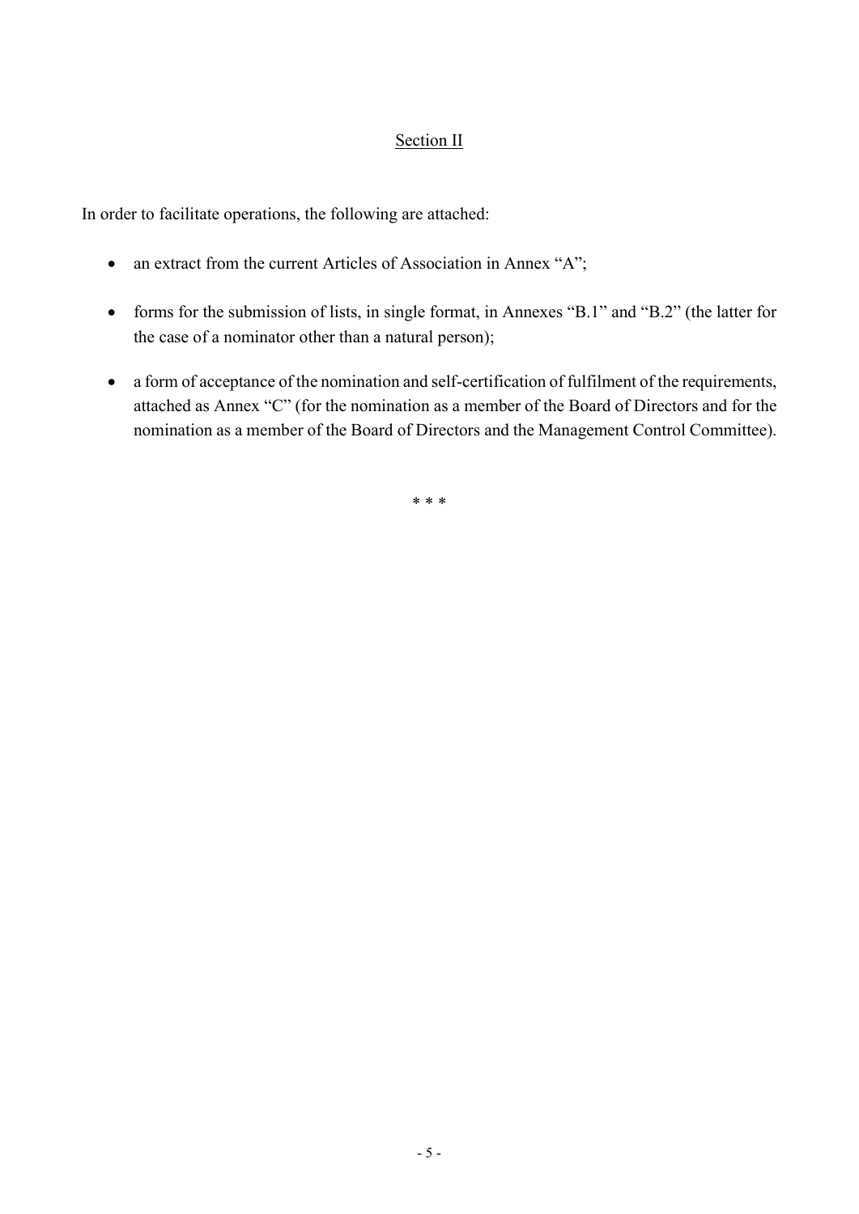## Section II

In order to facilitate operations, the following are attached:

- an extract from the current Articles of Association in Annex "A";
- forms for the submission of lists, in single format, in Annexes "B.1" and "B.2" (the latter for the case of a nominator other than a natural person);
- a form of acceptance of the nomination and self-certification of fulfilment of the requirements, attached as Annex "C" (for the nomination as a member of the Board of Directors and for the nomination as a member of the Board of Directors and the Management Control Committee).

\* \* \*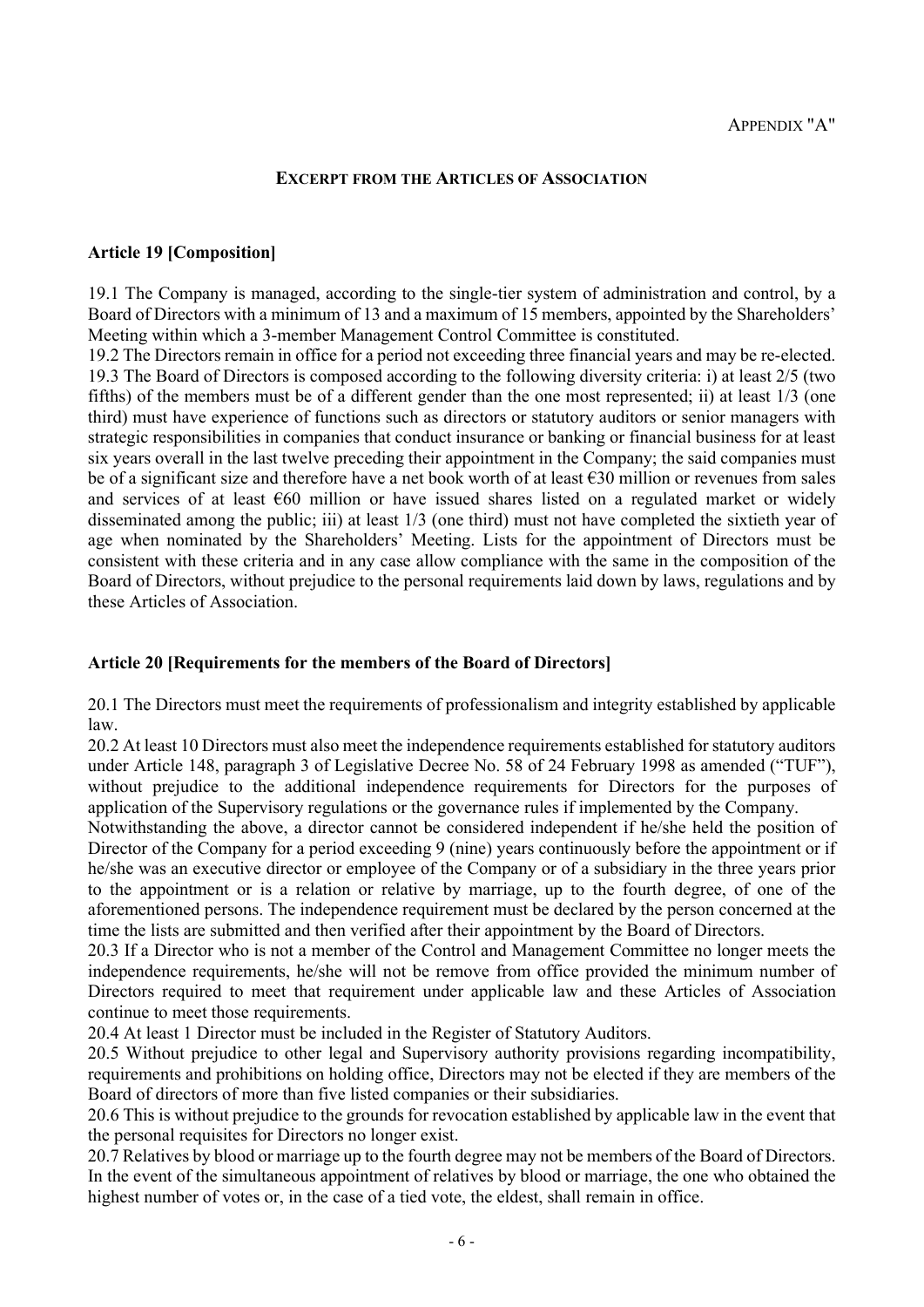APPENDIX "A"

## EXCERPT FROM THE ARTICLES OF ASSOCIATION

### Article 19 [Composition]

19.1 The Company is managed, according to the single-tier system of administration and control, by a Board of Directors with a minimum of 13 and a maximum of 15 members, appointed by the Shareholders' Meeting within which a 3-member Management Control Committee is constituted.
19.2 The Directors remain in office for a period not exceeding three financial years and may be re-elected.
19.3 The Board of Directors is composed according to the following diversity criteria: i) at least 2/5 (two fifths) of the members must be of a different gender than the one most represented; ii) at least 1/3 (one third) must have experience of functions such as directors or statutory auditors or senior managers with strategic responsibilities in companies that conduct insurance or banking or financial business for at least six years overall in the last twelve preceding their appointment in the Company; the said companies must be of a significant size and therefore have a net book worth of at least €30 million or revenues from sales and services of at least €60 million or have issued shares listed on a regulated market or widely disseminated among the public; iii) at least 1/3 (one third) must not have completed the sixtieth year of age when nominated by the Shareholders' Meeting. Lists for the appointment of Directors must be consistent with these criteria and in any case allow compliance with the same in the composition of the Board of Directors, without prejudice to the personal requirements laid down by laws, regulations and by these Articles of Association.

### Article 20 [Requirements for the members of the Board of Directors]

20.1 The Directors must meet the requirements of professionalism and integrity established by applicable law.
20.2 At least 10 Directors must also meet the independence requirements established for statutory auditors under Article 148, paragraph 3 of Legislative Decree No. 58 of 24 February 1998 as amended ("TUF"), without prejudice to the additional independence requirements for Directors for the purposes of application of the Supervisory regulations or the governance rules if implemented by the Company.
Notwithstanding the above, a director cannot be considered independent if he/she held the position of Director of the Company for a period exceeding 9 (nine) years continuously before the appointment or if he/she was an executive director or employee of the Company or of a subsidiary in the three years prior to the appointment or is a relation or relative by marriage, up to the fourth degree, of one of the aforementioned persons. The independence requirement must be declared by the person concerned at the time the lists are submitted and then verified after their appointment by the Board of Directors.
20.3 If a Director who is not a member of the Control and Management Committee no longer meets the independence requirements, he/she will not be remove from office provided the minimum number of Directors required to meet that requirement under applicable law and these Articles of Association continue to meet those requirements.
20.4 At least 1 Director must be included in the Register of Statutory Auditors.
20.5 Without prejudice to other legal and Supervisory authority provisions regarding incompatibility, requirements and prohibitions on holding office, Directors may not be elected if they are members of the Board of directors of more than five listed companies or their subsidiaries.
20.6 This is without prejudice to the grounds for revocation established by applicable law in the event that the personal requisites for Directors no longer exist.
20.7 Relatives by blood or marriage up to the fourth degree may not be members of the Board of Directors. In the event of the simultaneous appointment of relatives by blood or marriage, the one who obtained the highest number of votes or, in the case of a tied vote, the eldest, shall remain in office.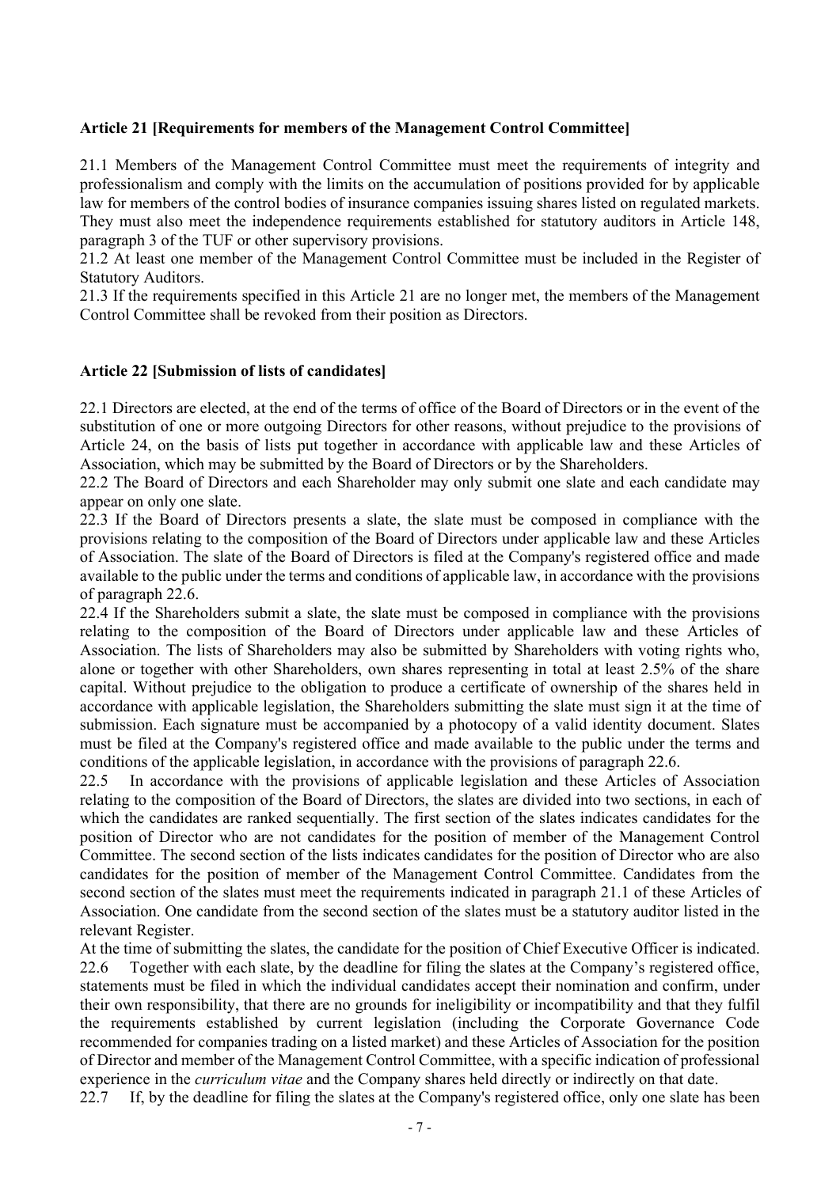**Article 21 [Requirements for members of the Management Control Committee]**

21.1 Members of the Management Control Committee must meet the requirements of integrity and professionalism and comply with the limits on the accumulation of positions provided for by applicable law for members of the control bodies of insurance companies issuing shares listed on regulated markets. They must also meet the independence requirements established for statutory auditors in Article 148, paragraph 3 of the TUF or other supervisory provisions.
21.2 At least one member of the Management Control Committee must be included in the Register of Statutory Auditors.
21.3 If the requirements specified in this Article 21 are no longer met, the members of the Management Control Committee shall be revoked from their position as Directors.

**Article 22 [Submission of lists of candidates]**

22.1 Directors are elected, at the end of the terms of office of the Board of Directors or in the event of the substitution of one or more outgoing Directors for other reasons, without prejudice to the provisions of Article 24, on the basis of lists put together in accordance with applicable law and these Articles of Association, which may be submitted by the Board of Directors or by the Shareholders.
22.2 The Board of Directors and each Shareholder may only submit one slate and each candidate may appear on only one slate.
22.3 If the Board of Directors presents a slate, the slate must be composed in compliance with the provisions relating to the composition of the Board of Directors under applicable law and these Articles of Association. The slate of the Board of Directors is filed at the Company's registered office and made available to the public under the terms and conditions of applicable law, in accordance with the provisions of paragraph 22.6.
22.4 If the Shareholders submit a slate, the slate must be composed in compliance with the provisions relating to the composition of the Board of Directors under applicable law and these Articles of Association. The lists of Shareholders may also be submitted by Shareholders with voting rights who, alone or together with other Shareholders, own shares representing in total at least 2.5% of the share capital. Without prejudice to the obligation to produce a certificate of ownership of the shares held in accordance with applicable legislation, the Shareholders submitting the slate must sign it at the time of submission. Each signature must be accompanied by a photocopy of a valid identity document. Slates must be filed at the Company's registered office and made available to the public under the terms and conditions of the applicable legislation, in accordance with the provisions of paragraph 22.6.
22.5 In accordance with the provisions of applicable legislation and these Articles of Association relating to the composition of the Board of Directors, the slates are divided into two sections, in each of which the candidates are ranked sequentially. The first section of the slates indicates candidates for the position of Director who are not candidates for the position of member of the Management Control Committee. The second section of the lists indicates candidates for the position of Director who are also candidates for the position of member of the Management Control Committee. Candidates from the second section of the slates must meet the requirements indicated in paragraph 21.1 of these Articles of Association. One candidate from the second section of the slates must be a statutory auditor listed in the relevant Register.
At the time of submitting the slates, the candidate for the position of Chief Executive Officer is indicated.
22.6 Together with each slate, by the deadline for filing the slates at the Company's registered office, statements must be filed in which the individual candidates accept their nomination and confirm, under their own responsibility, that there are no grounds for ineligibility or incompatibility and that they fulfil the requirements established by current legislation (including the Corporate Governance Code recommended for companies trading on a listed market) and these Articles of Association for the position of Director and member of the Management Control Committee, with a specific indication of professional experience in the *curriculum vitae* and the Company shares held directly or indirectly on that date.
22.7 If, by the deadline for filing the slates at the Company's registered office, only one slate has been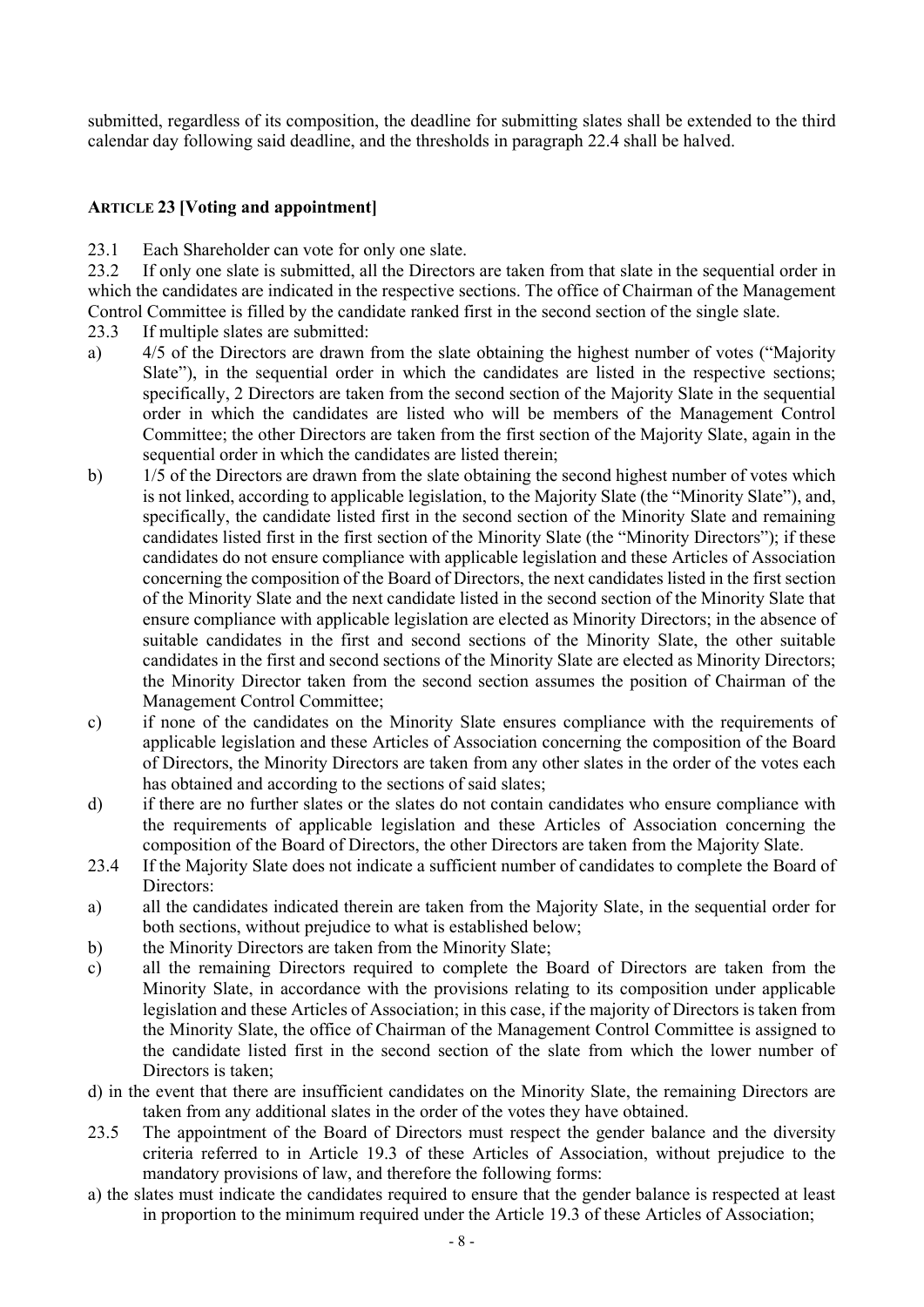submitted, regardless of its composition, the deadline for submitting slates shall be extended to the third calendar day following said deadline, and the thresholds in paragraph 22.4 shall be halved.

## **ARTICLE 23 [Voting and appointment]**

23.1 Each Shareholder can vote for only one slate.

23.2 If only one slate is submitted, all the Directors are taken from that slate in the sequential order in which the candidates are indicated in the respective sections. The office of Chairman of the Management Control Committee is filled by the candidate ranked first in the second section of the single slate.

23.3 If multiple slates are submitted:

a) 4/5 of the Directors are drawn from the slate obtaining the highest number of votes ("Majority Slate"), in the sequential order in which the candidates are listed in the respective sections; specifically, 2 Directors are taken from the second section of the Majority Slate in the sequential order in which the candidates are listed who will be members of the Management Control Committee; the other Directors are taken from the first section of the Majority Slate, again in the sequential order in which the candidates are listed therein;

b) 1/5 of the Directors are drawn from the slate obtaining the second highest number of votes which is not linked, according to applicable legislation, to the Majority Slate (the "Minority Slate"), and, specifically, the candidate listed first in the second section of the Minority Slate and remaining candidates listed first in the first section of the Minority Slate (the "Minority Directors"); if these candidates do not ensure compliance with applicable legislation and these Articles of Association concerning the composition of the Board of Directors, the next candidates listed in the first section of the Minority Slate and the next candidate listed in the second section of the Minority Slate that ensure compliance with applicable legislation are elected as Minority Directors; in the absence of suitable candidates in the first and second sections of the Minority Slate, the other suitable candidates in the first and second sections of the Minority Slate are elected as Minority Directors; the Minority Director taken from the second section assumes the position of Chairman of the Management Control Committee;

c) if none of the candidates on the Minority Slate ensures compliance with the requirements of applicable legislation and these Articles of Association concerning the composition of the Board of Directors, the Minority Directors are taken from any other slates in the order of the votes each has obtained and according to the sections of said slates;

d) if there are no further slates or the slates do not contain candidates who ensure compliance with the requirements of applicable legislation and these Articles of Association concerning the composition of the Board of Directors, the other Directors are taken from the Majority Slate.

23.4 If the Majority Slate does not indicate a sufficient number of candidates to complete the Board of Directors:

a) all the candidates indicated therein are taken from the Majority Slate, in the sequential order for both sections, without prejudice to what is established below;

b) the Minority Directors are taken from the Minority Slate;

c) all the remaining Directors required to complete the Board of Directors are taken from the Minority Slate, in accordance with the provisions relating to its composition under applicable legislation and these Articles of Association; in this case, if the majority of Directors is taken from the Minority Slate, the office of Chairman of the Management Control Committee is assigned to the candidate listed first in the second section of the slate from which the lower number of Directors is taken;

d) in the event that there are insufficient candidates on the Minority Slate, the remaining Directors are taken from any additional slates in the order of the votes they have obtained.

23.5 The appointment of the Board of Directors must respect the gender balance and the diversity criteria referred to in Article 19.3 of these Articles of Association, without prejudice to the mandatory provisions of law, and therefore the following forms:

a) the slates must indicate the candidates required to ensure that the gender balance is respected at least in proportion to the minimum required under the Article 19.3 of these Articles of Association;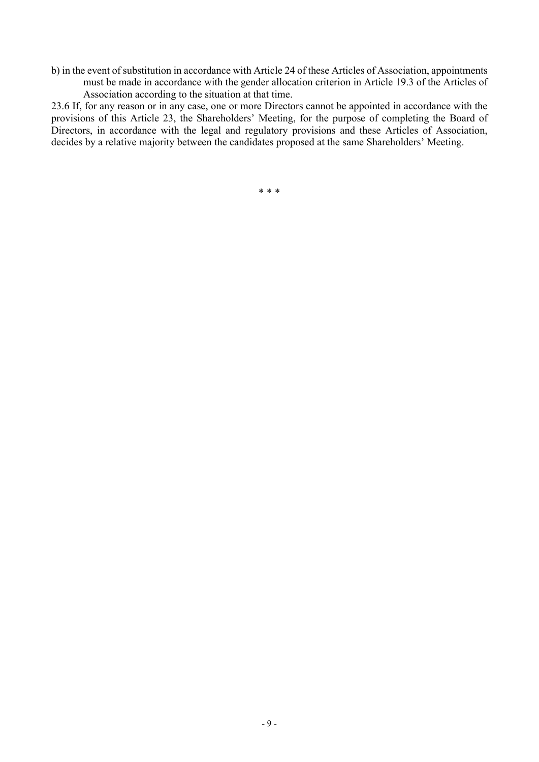b) in the event of substitution in accordance with Article 24 of these Articles of Association, appointments must be made in accordance with the gender allocation criterion in Article 19.3 of the Articles of Association according to the situation at that time.

23.6 If, for any reason or in any case, one or more Directors cannot be appointed in accordance with the provisions of this Article 23, the Shareholders' Meeting, for the purpose of completing the Board of Directors, in accordance with the legal and regulatory provisions and these Articles of Association, decides by a relative majority between the candidates proposed at the same Shareholders' Meeting.

\* \* \*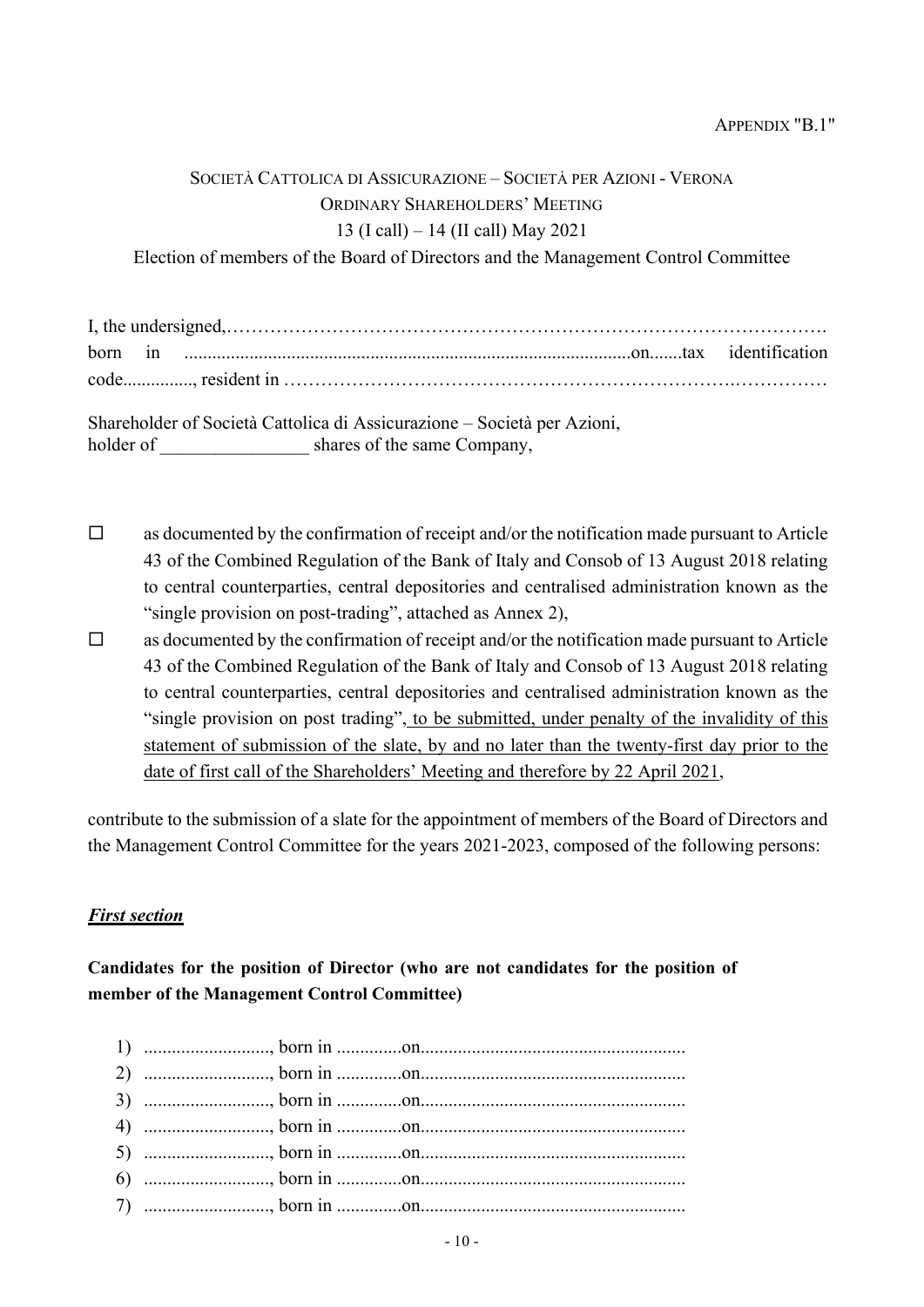APPENDIX "B.1"

SOCIETÀ CATTOLICA DI ASSICURAZIONE – SOCIETÀ PER AZIONI - VERONA

ORDINARY SHAREHOLDERS' MEETING

13 (I call) – 14 (II call) May 2021

Election of members of the Board of Directors and the Management Control Committee

I, the undersigned,…………………………………………………………………………………….
born in ...............................................................................................on.......tax identification code..............., resident in ……………………………………………………………….……………

Shareholder of Società Cattolica di Assicurazione – Società per Azioni,
holder of ________________ shares of the same Company,

- ☐ as documented by the confirmation of receipt and/or the notification made pursuant to Article 43 of the Combined Regulation of the Bank of Italy and Consob of 13 August 2018 relating to central counterparties, central depositories and centralised administration known as the "single provision on post-trading", attached as Annex 2),
- ☐ as documented by the confirmation of receipt and/or the notification made pursuant to Article 43 of the Combined Regulation of the Bank of Italy and Consob of 13 August 2018 relating to central counterparties, central depositories and centralised administration known as the "single provision on post trading", <u>to be submitted, under penalty of the invalidity of this statement of submission of the slate, by and no later than the twenty-first day prior to the date of first call of the Shareholders' Meeting and therefore by 22 April 2021</u>,

contribute to the submission of a slate for the appointment of members of the Board of Directors and the Management Control Committee for the years 2021-2023, composed of the following persons:

***<u>First section</u>***

**Candidates for the position of Director (who are not candidates for the position of member of the Management Control Committee)**

1) .........................., born in .............on........................................................
2) .........................., born in .............on........................................................
3) .........................., born in .............on........................................................
4) .........................., born in .............on........................................................
5) .........................., born in .............on........................................................
6) .........................., born in .............on........................................................
7) .........................., born in .............on........................................................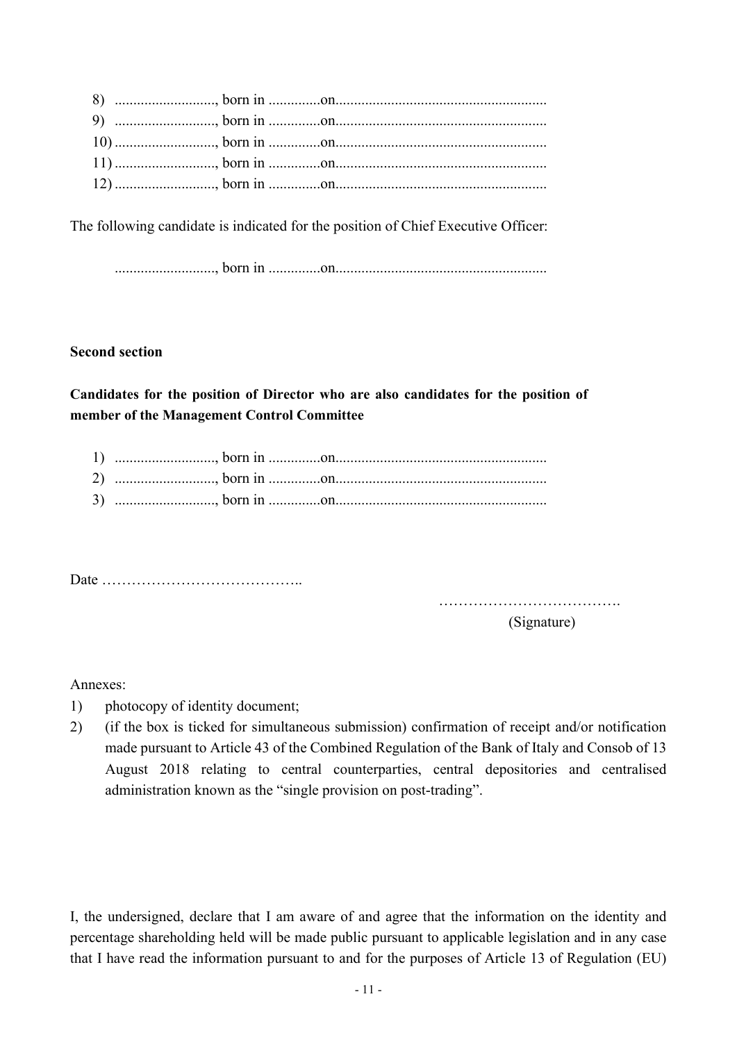8) ..........................., born in ..............on........................................................
9) ..........................., born in ..............on........................................................
10) ..........................., born in ..............on........................................................
11) ..........................., born in ..............on........................................................
12) ..........................., born in ..............on........................................................

The following candidate is indicated for the position of Chief Executive Officer:

..........................., born in ..............on........................................................

**Second section**

**Candidates for the position of Director who are also candidates for the position of member of the Management Control Committee**

1) ..........................., born in ..............on........................................................
2) ..........................., born in ..............on........................................................
3) ..........................., born in ..............on........................................................

Date …………………………………..

……………………………….
(Signature)

Annexes:

1) photocopy of identity document;
2) (if the box is ticked for simultaneous submission) confirmation of receipt and/or notification made pursuant to Article 43 of the Combined Regulation of the Bank of Italy and Consob of 13 August 2018 relating to central counterparties, central depositories and centralised administration known as the "single provision on post-trading".

I, the undersigned, declare that I am aware of and agree that the information on the identity and percentage shareholding held will be made public pursuant to applicable legislation and in any case that I have read the information pursuant to and for the purposes of Article 13 of Regulation (EU)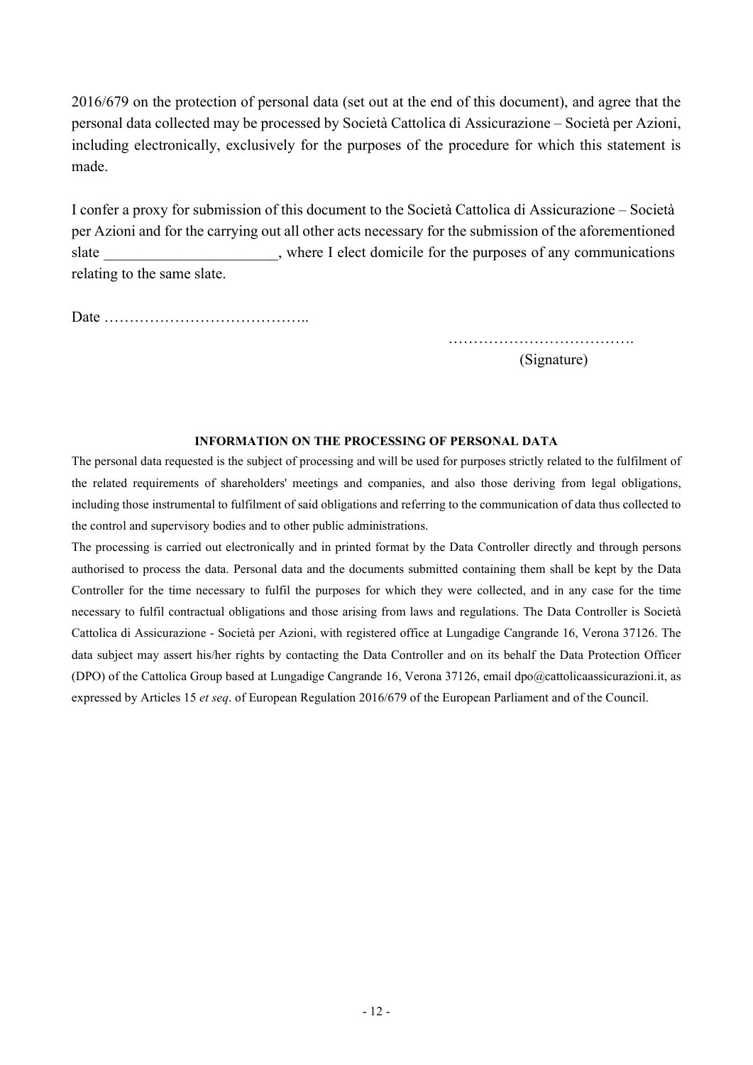2016/679 on the protection of personal data (set out at the end of this document), and agree that the personal data collected may be processed by Società Cattolica di Assicurazione – Società per Azioni, including electronically, exclusively for the purposes of the procedure for which this statement is made.

I confer a proxy for submission of this document to the Società Cattolica di Assicurazione – Società per Azioni and for the carrying out all other acts necessary for the submission of the aforementioned slate ______________________, where I elect domicile for the purposes of any communications relating to the same slate.

Date …………………………………..

……………………………….
(Signature)

**INFORMATION ON THE PROCESSING OF PERSONAL DATA**

The personal data requested is the subject of processing and will be used for purposes strictly related to the fulfilment of the related requirements of shareholders' meetings and companies, and also those deriving from legal obligations, including those instrumental to fulfilment of said obligations and referring to the communication of data thus collected to the control and supervisory bodies and to other public administrations.

The processing is carried out electronically and in printed format by the Data Controller directly and through persons authorised to process the data. Personal data and the documents submitted containing them shall be kept by the Data Controller for the time necessary to fulfil the purposes for which they were collected, and in any case for the time necessary to fulfil contractual obligations and those arising from laws and regulations. The Data Controller is Società Cattolica di Assicurazione - Società per Azioni, with registered office at Lungadige Cangrande 16, Verona 37126. The data subject may assert his/her rights by contacting the Data Controller and on its behalf the Data Protection Officer (DPO) of the Cattolica Group based at Lungadige Cangrande 16, Verona 37126, email dpo@cattolicaassicurazioni.it, as expressed by Articles 15 *et seq*. of European Regulation 2016/679 of the European Parliament and of the Council.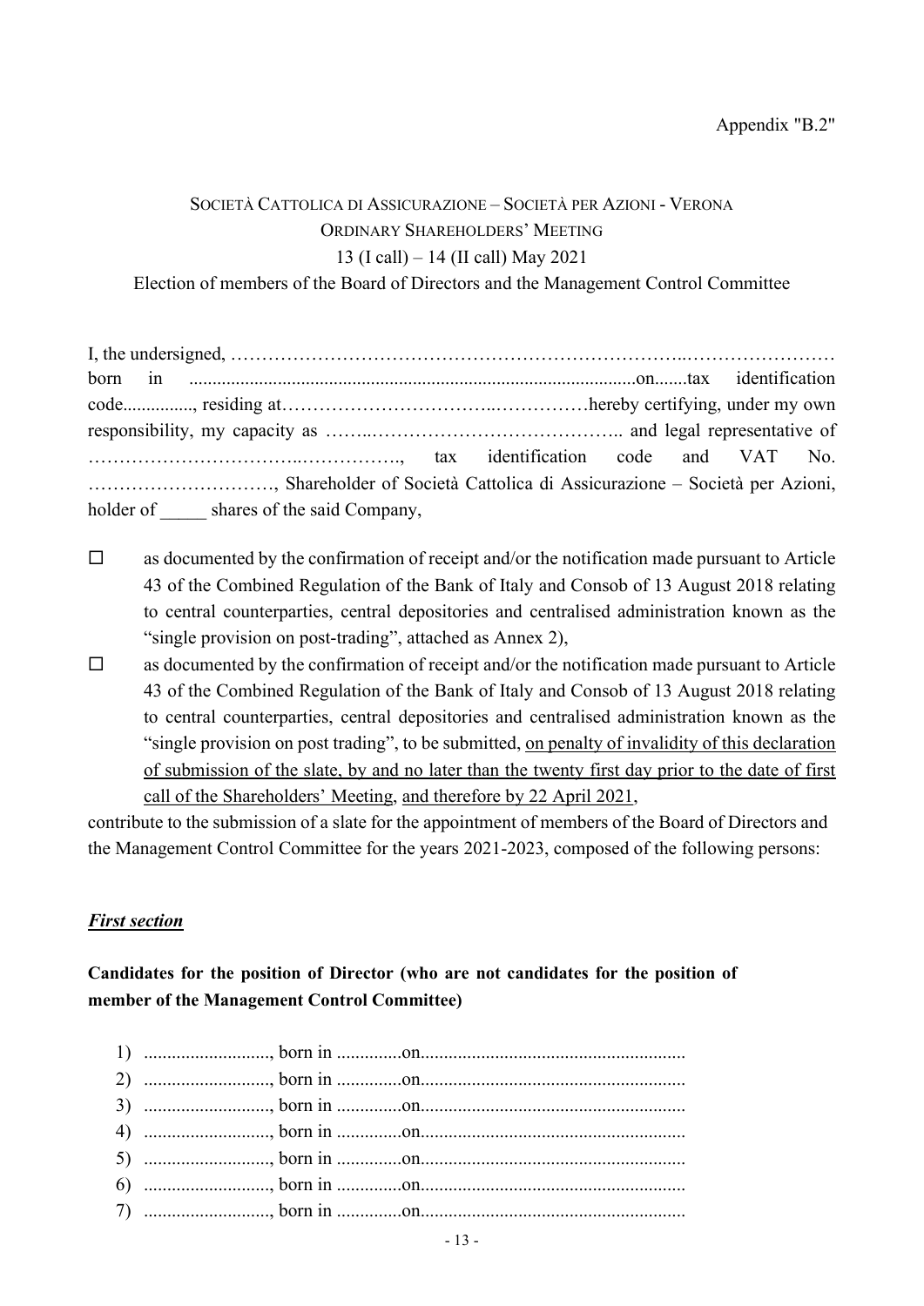Appendix "B.2"

SOCIETÀ CATTOLICA DI ASSICURAZIONE – SOCIETÀ PER AZIONI - VERONA
ORDINARY SHAREHOLDERS' MEETING
13 (I call) – 14 (II call) May 2021
Election of members of the Board of Directors and the Management Control Committee

I, the undersigned, ……………………………………………………………..…………………… born in ...............................................................................................on.......tax identification code..............., residing at……………………………..……………hereby certifying, under my own responsibility, my capacity as ……..………………………………….. and legal representative of …………………………..……………., tax identification code and VAT No. …………………………, Shareholder of Società Cattolica di Assicurazione – Società per Azioni, holder of _____ shares of the said Company,

- ☐ as documented by the confirmation of receipt and/or the notification made pursuant to Article 43 of the Combined Regulation of the Bank of Italy and Consob of 13 August 2018 relating to central counterparties, central depositories and centralised administration known as the "single provision on post-trading", attached as Annex 2),
- ☐ as documented by the confirmation of receipt and/or the notification made pursuant to Article 43 of the Combined Regulation of the Bank of Italy and Consob of 13 August 2018 relating to central counterparties, central depositories and centralised administration known as the "single provision on post trading", to be submitted, <u>on penalty of invalidity of this declaration of submission of the slate, by and no later than the twenty first day prior to the date of first call of the Shareholders' Meeting</u>, <u>and therefore by 22 April 2021</u>,

contribute to the submission of a slate for the appointment of members of the Board of Directors and the Management Control Committee for the years 2021-2023, composed of the following persons:

***First section***

**Candidates for the position of Director (who are not candidates for the position of member of the Management Control Committee)**

1) .........................., born in .............on........................................................
2) .........................., born in .............on........................................................
3) .........................., born in .............on........................................................
4) .........................., born in .............on........................................................
5) .........................., born in .............on........................................................
6) .........................., born in .............on........................................................
7) .........................., born in .............on........................................................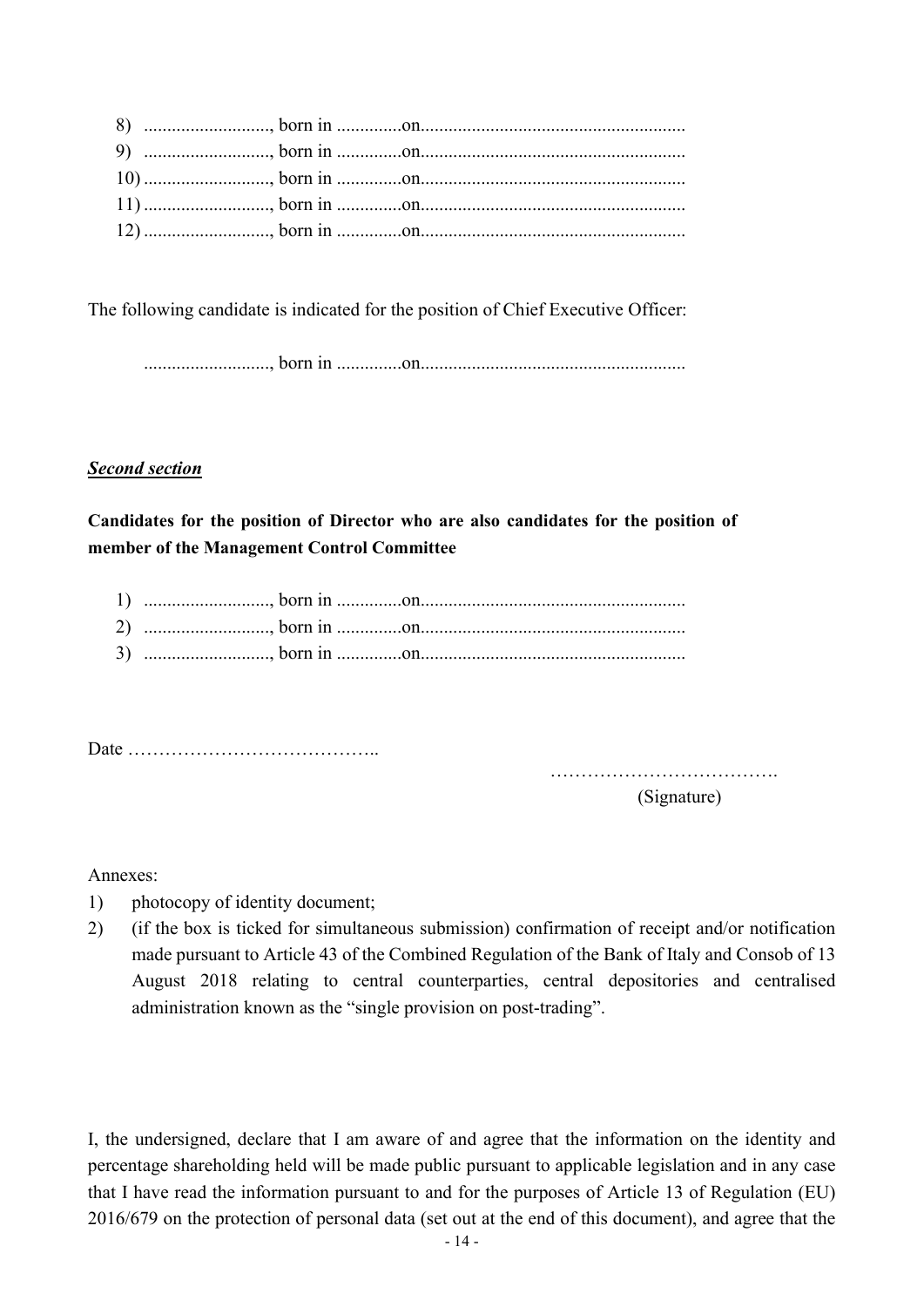8) ..........................., born in ..............on........................................................
9) ..........................., born in ..............on........................................................
10) ..........................., born in ..............on........................................................
11) ..........................., born in ..............on........................................................
12) ..........................., born in ..............on........................................................

The following candidate is indicated for the position of Chief Executive Officer:

..........................., born in ..............on........................................................

***<u>Second section</u>***

**Candidates for the position of Director who are also candidates for the position of member of the Management Control Committee**

1) ..........................., born in ..............on........................................................
2) ..........................., born in ..............on........................................................
3) ..........................., born in ..............on........................................................

Date …………………………………..

……………………………….
(Signature)

Annexes:

1) photocopy of identity document;
2) (if the box is ticked for simultaneous submission) confirmation of receipt and/or notification made pursuant to Article 43 of the Combined Regulation of the Bank of Italy and Consob of 13 August 2018 relating to central counterparties, central depositories and centralised administration known as the "single provision on post-trading".

I, the undersigned, declare that I am aware of and agree that the information on the identity and percentage shareholding held will be made public pursuant to applicable legislation and in any case that I have read the information pursuant to and for the purposes of Article 13 of Regulation (EU) 2016/679 on the protection of personal data (set out at the end of this document), and agree that the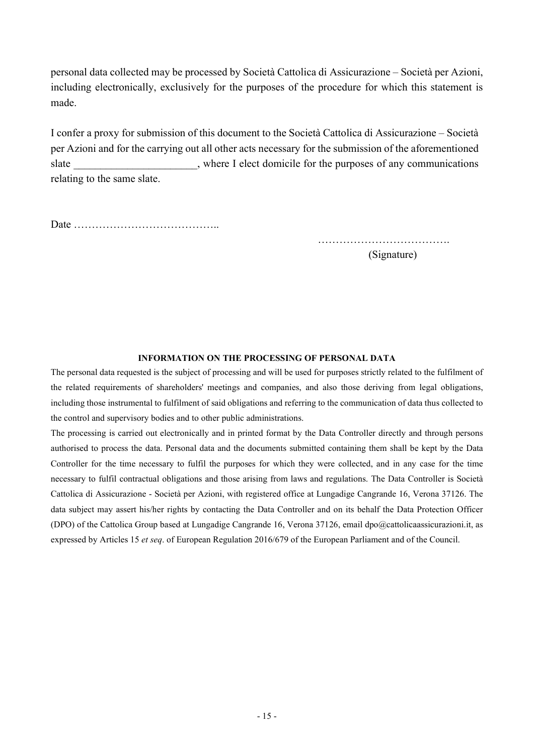personal data collected may be processed by Società Cattolica di Assicurazione – Società per Azioni, including electronically, exclusively for the purposes of the procedure for which this statement is made.

I confer a proxy for submission of this document to the Società Cattolica di Assicurazione – Società per Azioni and for the carrying out all other acts necessary for the submission of the aforementioned slate ______________________, where I elect domicile for the purposes of any communications relating to the same slate.

Date …………………………………..

……………………………….
(Signature)

**INFORMATION ON THE PROCESSING OF PERSONAL DATA**

The personal data requested is the subject of processing and will be used for purposes strictly related to the fulfilment of the related requirements of shareholders' meetings and companies, and also those deriving from legal obligations, including those instrumental to fulfilment of said obligations and referring to the communication of data thus collected to the control and supervisory bodies and to other public administrations.

The processing is carried out electronically and in printed format by the Data Controller directly and through persons authorised to process the data. Personal data and the documents submitted containing them shall be kept by the Data Controller for the time necessary to fulfil the purposes for which they were collected, and in any case for the time necessary to fulfil contractual obligations and those arising from laws and regulations. The Data Controller is Società Cattolica di Assicurazione - Società per Azioni, with registered office at Lungadige Cangrande 16, Verona 37126. The data subject may assert his/her rights by contacting the Data Controller and on its behalf the Data Protection Officer (DPO) of the Cattolica Group based at Lungadige Cangrande 16, Verona 37126, email dpo@cattolicaassicurazioni.it, as expressed by Articles 15 *et seq*. of European Regulation 2016/679 of the European Parliament and of the Council.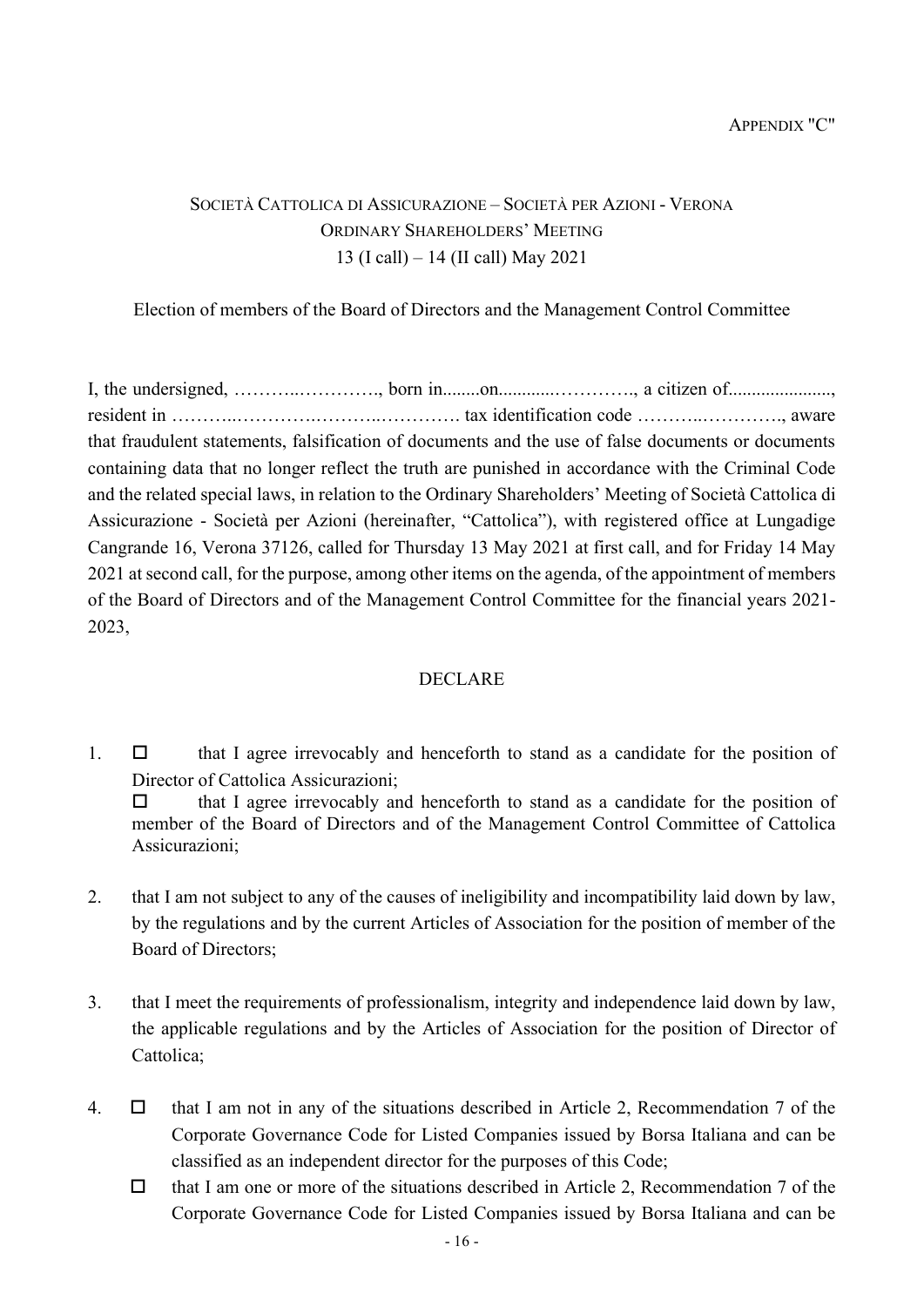APPENDIX "C"

SOCIETÀ CATTOLICA DI ASSICURAZIONE – SOCIETÀ PER AZIONI - VERONA
ORDINARY SHAREHOLDERS' MEETING
13 (I call) – 14 (II call) May 2021

Election of members of the Board of Directors and the Management Control Committee

I, the undersigned, ………..…………., born in........on...........…………., a citizen of......................, resident in ………..………….………..…………. tax identification code ………..…………., aware that fraudulent statements, falsification of documents and the use of false documents or documents containing data that no longer reflect the truth are punished in accordance with the Criminal Code and the related special laws, in relation to the Ordinary Shareholders' Meeting of Società Cattolica di Assicurazione - Società per Azioni (hereinafter, "Cattolica"), with registered office at Lungadige Cangrande 16, Verona 37126, called for Thursday 13 May 2021 at first call, and for Friday 14 May 2021 at second call, for the purpose, among other items on the agenda, of the appointment of members of the Board of Directors and of the Management Control Committee for the financial years 2021-2023,

DECLARE

1. ☐ that I agree irrevocably and henceforth to stand as a candidate for the position of Director of Cattolica Assicurazioni;
   ☐ that I agree irrevocably and henceforth to stand as a candidate for the position of member of the Board of Directors and of the Management Control Committee of Cattolica Assicurazioni;

2. that I am not subject to any of the causes of ineligibility and incompatibility laid down by law, by the regulations and by the current Articles of Association for the position of member of the Board of Directors;

3. that I meet the requirements of professionalism, integrity and independence laid down by law, the applicable regulations and by the Articles of Association for the position of Director of Cattolica;

4. ☐ that I am not in any of the situations described in Article 2, Recommendation 7 of the Corporate Governance Code for Listed Companies issued by Borsa Italiana and can be classified as an independent director for the purposes of this Code;
   ☐ that I am one or more of the situations described in Article 2, Recommendation 7 of the Corporate Governance Code for Listed Companies issued by Borsa Italiana and can be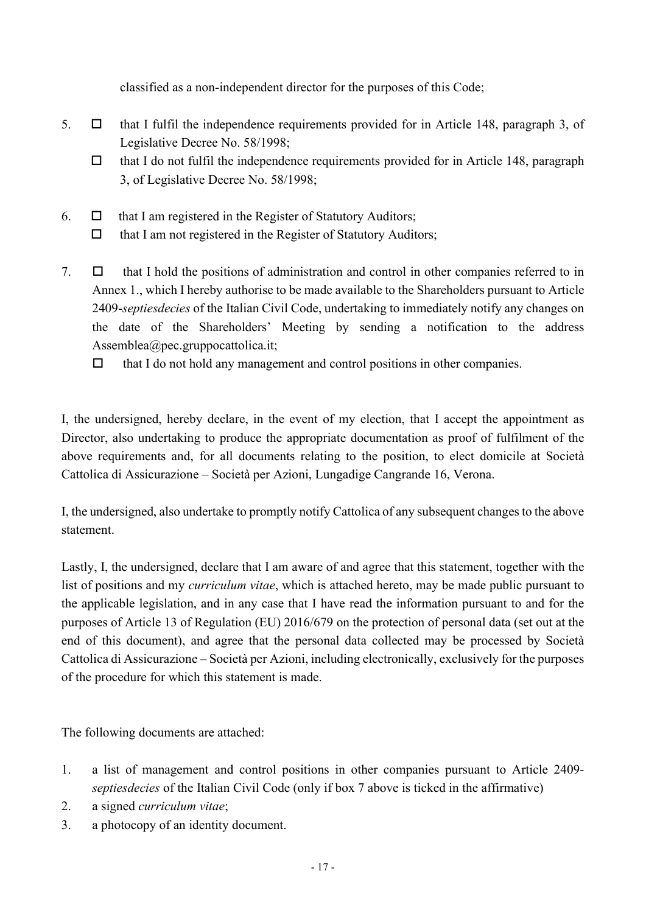classified as a non-independent director for the purposes of this Code;

5. ☐ that I fulfil the independence requirements provided for in Article 148, paragraph 3, of Legislative Decree No. 58/1998;
   ☐ that I do not fulfil the independence requirements provided for in Article 148, paragraph 3, of Legislative Decree No. 58/1998;

6. ☐ that I am registered in the Register of Statutory Auditors;
   ☐ that I am not registered in the Register of Statutory Auditors;

7. ☐ that I hold the positions of administration and control in other companies referred to in Annex 1., which I hereby authorise to be made available to the Shareholders pursuant to Article 2409-*septiesdecies* of the Italian Civil Code, undertaking to immediately notify any changes on the date of the Shareholders' Meeting by sending a notification to the address Assemblea@pec.gruppocattolica.it;
   ☐ that I do not hold any management and control positions in other companies.

I, the undersigned, hereby declare, in the event of my election, that I accept the appointment as Director, also undertaking to produce the appropriate documentation as proof of fulfilment of the above requirements and, for all documents relating to the position, to elect domicile at Società Cattolica di Assicurazione – Società per Azioni, Lungadige Cangrande 16, Verona.

I, the undersigned, also undertake to promptly notify Cattolica of any subsequent changes to the above statement.

Lastly, I, the undersigned, declare that I am aware of and agree that this statement, together with the list of positions and my *curriculum vitae*, which is attached hereto, may be made public pursuant to the applicable legislation, and in any case that I have read the information pursuant to and for the purposes of Article 13 of Regulation (EU) 2016/679 on the protection of personal data (set out at the end of this document), and agree that the personal data collected may be processed by Società Cattolica di Assicurazione – Società per Azioni, including electronically, exclusively for the purposes of the procedure for which this statement is made.

The following documents are attached:

1. a list of management and control positions in other companies pursuant to Article 2409-*septiesdecies* of the Italian Civil Code (only if box 7 above is ticked in the affirmative)
2. a signed *curriculum vitae*;
3. a photocopy of an identity document.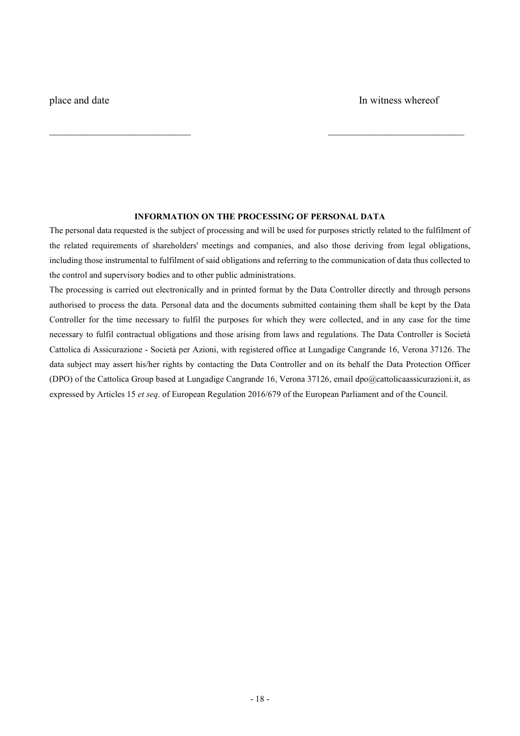place and date In witness whereof

\_\_\_\_\_\_\_\_\_\_\_\_\_\_\_\_\_\_\_\_\_\_\_\_\_\_\_\_\_\_ \_\_\_\_\_\_\_\_\_\_\_\_\_\_\_\_\_\_\_\_\_\_\_\_\_\_\_\_\_\_

**INFORMATION ON THE PROCESSING OF PERSONAL DATA**

The personal data requested is the subject of processing and will be used for purposes strictly related to the fulfilment of the related requirements of shareholders' meetings and companies, and also those deriving from legal obligations, including those instrumental to fulfilment of said obligations and referring to the communication of data thus collected to the control and supervisory bodies and to other public administrations.

The processing is carried out electronically and in printed format by the Data Controller directly and through persons authorised to process the data. Personal data and the documents submitted containing them shall be kept by the Data Controller for the time necessary to fulfil the purposes for which they were collected, and in any case for the time necessary to fulfil contractual obligations and those arising from laws and regulations. The Data Controller is Società Cattolica di Assicurazione - Società per Azioni, with registered office at Lungadige Cangrande 16, Verona 37126. The data subject may assert his/her rights by contacting the Data Controller and on its behalf the Data Protection Officer (DPO) of the Cattolica Group based at Lungadige Cangrande 16, Verona 37126, email dpo@cattolicaassicurazioni.it, as expressed by Articles 15 *et seq*. of European Regulation 2016/679 of the European Parliament and of the Council.